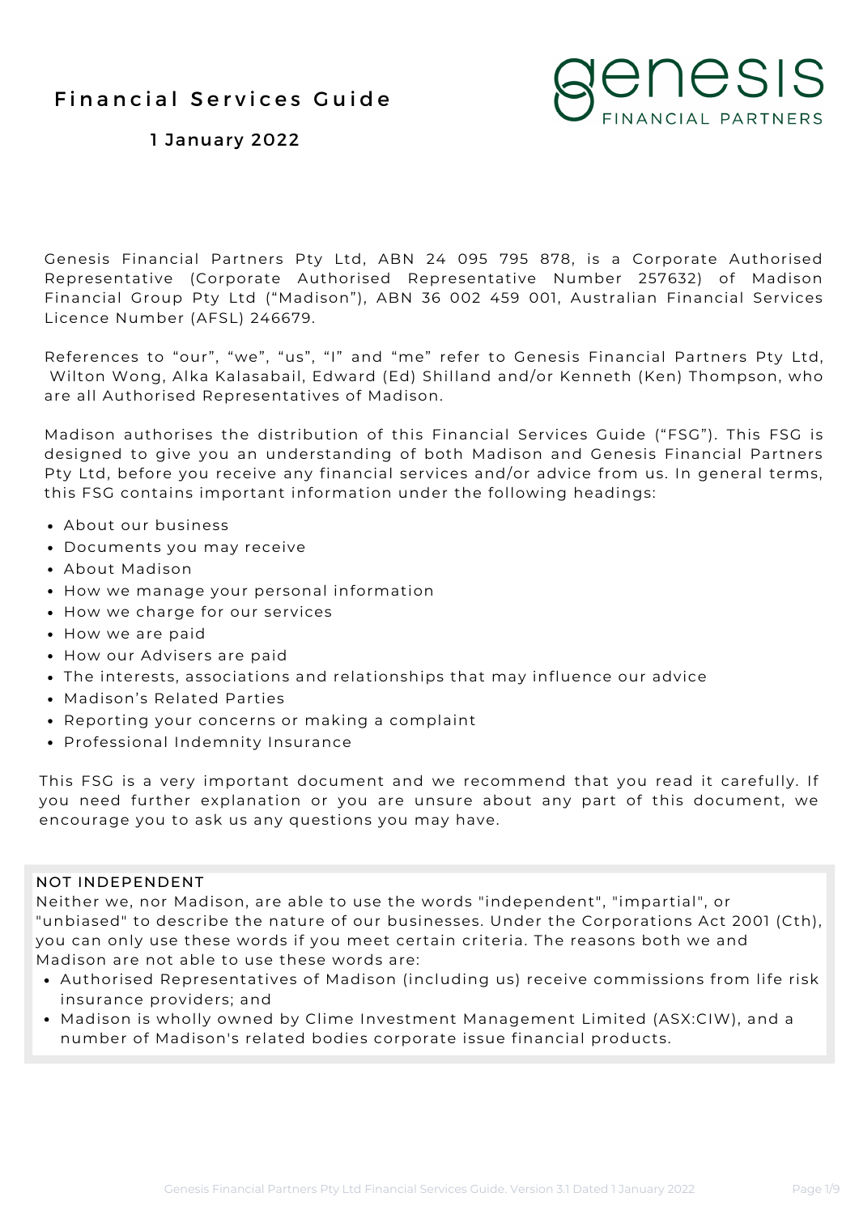# Financial Services Guide

**1 January 2022**

Genesis Financial Partners Pty Ltd, ABN 24 095 795 878, is a Corporate Authorised Representative (Corporate Authorised Representative Number 257632) of Madison Financial Group Pty Ltd ("Madison"), ABN 36 002 459 001, Australian Financial Services Licence Number (AFSL) 246679.

References to "our", "we", "us", "I" and "me" refer to Genesis Financial Partners Pty Ltd, Wilton Wong, Alka Kalasabail, Edward (Ed) Shilland and/or Kenneth (Ken) Thompson, who are all Authorised Representatives of Madison.

Madison authorises the distribution of this Financial Services Guide ("FSG"). This FSG is designed to give you an understanding of both Madison and Genesis Financial Partners Pty Ltd, before you receive any financial services and/or advice from us. In general terms, this FSG contains important information under the following headings:

- About our business
- Documents you may receive
- About Madison
- How we manage your personal information
- How we charge for our services
- How we are paid
- How our Advisers are paid
- The interests, associations and relationships that may influence our advice
- Madison's Related Parties
- Reporting your concerns or making a complaint
- Professional Indemnity Insurance

This FSG is a very important document and we recommend that you read it carefully. If you need further explanation or you are unsure about any part of this document, we encourage you to ask us any questions you may have.

**NOT INDEPENDENT**

Neither we, nor Madison, are able to use the words "independent", "impartial", or "unbiased" to describe the nature of our businesses. Under the Corporations Act 2001 (Cth), you can only use these words if you meet certain criteria. The reasons both we and Madison are not able to use these words are:

- Authorised Representatives of Madison (including us) receive commissions from life risk insurance providers; and
- Madison is wholly owned by Clime Investment Management Limited (ASX:CIW), and a number of Madison's related bodies corporate issue financial products.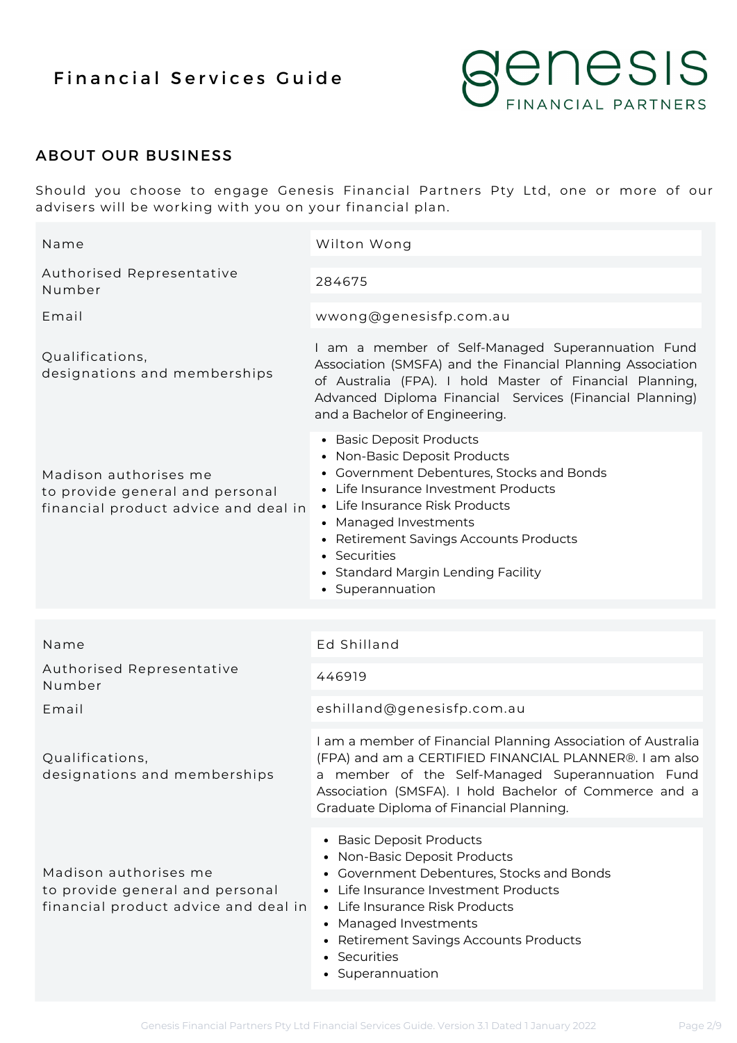Financial Services Guide

## ABOUT OUR BUSINESS

Should you choose to engage Genesis Financial Partners Pty Ltd, one or more of our advisers will be working with you on your financial plan.

| | |
|---|---|
| Name | Wilton Wong |
| Authorised Representative Number | 284675 |
| Email | wwong@genesisfp.com.au |
| Qualifications, designations and memberships | I am a member of Self-Managed Superannuation Fund Association (SMSFA) and the Financial Planning Association of Australia (FPA). I hold Master of Financial Planning, Advanced Diploma Financial Services (Financial Planning) and a Bachelor of Engineering. |
| Madison authorises me to provide general and personal financial product advice and deal in | • Basic Deposit Products<br>• Non-Basic Deposit Products<br>• Government Debentures, Stocks and Bonds<br>• Life Insurance Investment Products<br>• Life Insurance Risk Products<br>• Managed Investments<br>• Retirement Savings Accounts Products<br>• Securities<br>• Standard Margin Lending Facility<br>• Superannuation |

| | |
|---|---|
| Name | Ed Shilland |
| Authorised Representative Number | 446919 |
| Email | eshilland@genesisfp.com.au |
| Qualifications, designations and memberships | I am a member of Financial Planning Association of Australia (FPA) and am a CERTIFIED FINANCIAL PLANNER®. I am also a member of the Self-Managed Superannuation Fund Association (SMSFA). I hold Bachelor of Commerce and a Graduate Diploma of Financial Planning. |
| Madison authorises me to provide general and personal financial product advice and deal in | • Basic Deposit Products<br>• Non-Basic Deposit Products<br>• Government Debentures, Stocks and Bonds<br>• Life Insurance Investment Products<br>• Life Insurance Risk Products<br>• Managed Investments<br>• Retirement Savings Accounts Products<br>• Securities<br>• Superannuation |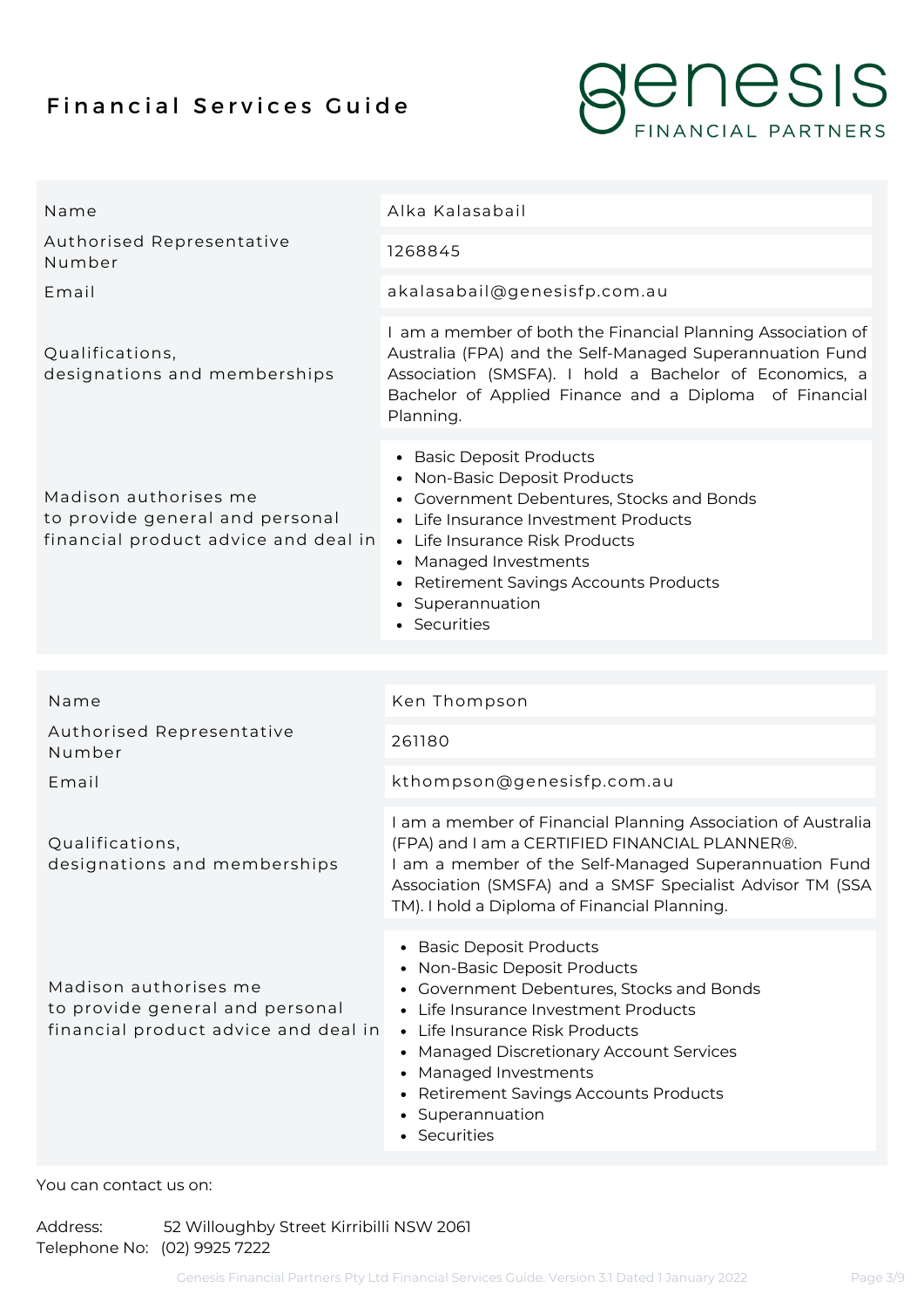# Financial Services Guide

| | |
|---|---|
| Name | Alka Kalasabail |
| Authorised Representative Number | 1268845 |
| Email | akalasabail@genesisfp.com.au |
| Qualifications, designations and memberships | I am a member of both the Financial Planning Association of Australia (FPA) and the Self-Managed Superannuation Fund Association (SMSFA). I hold a Bachelor of Economics, a Bachelor of Applied Finance and a Diploma of Financial Planning. |
| Madison authorises me to provide general and personal financial product advice and deal in | • Basic Deposit Products<br>• Non-Basic Deposit Products<br>• Government Debentures, Stocks and Bonds<br>• Life Insurance Investment Products<br>• Life Insurance Risk Products<br>• Managed Investments<br>• Retirement Savings Accounts Products<br>• Superannuation<br>• Securities |

| | |
|---|---|
| Name | Ken Thompson |
| Authorised Representative Number | 261180 |
| Email | kthompson@genesisfp.com.au |
| Qualifications, designations and memberships | I am a member of Financial Planning Association of Australia (FPA) and I am a CERTIFIED FINANCIAL PLANNER®. I am a member of the Self-Managed Superannuation Fund Association (SMSFA) and a SMSF Specialist Advisor TM (SSA TM). I hold a Diploma of Financial Planning. |
| Madison authorises me to provide general and personal financial product advice and deal in | • Basic Deposit Products<br>• Non-Basic Deposit Products<br>• Government Debentures, Stocks and Bonds<br>• Life Insurance Investment Products<br>• Life Insurance Risk Products<br>• Managed Discretionary Account Services<br>• Managed Investments<br>• Retirement Savings Accounts Products<br>• Superannuation<br>• Securities |

You can contact us on:

Address: 52 Willoughby Street Kirribilli NSW 2061
Telephone No: (02) 9925 7222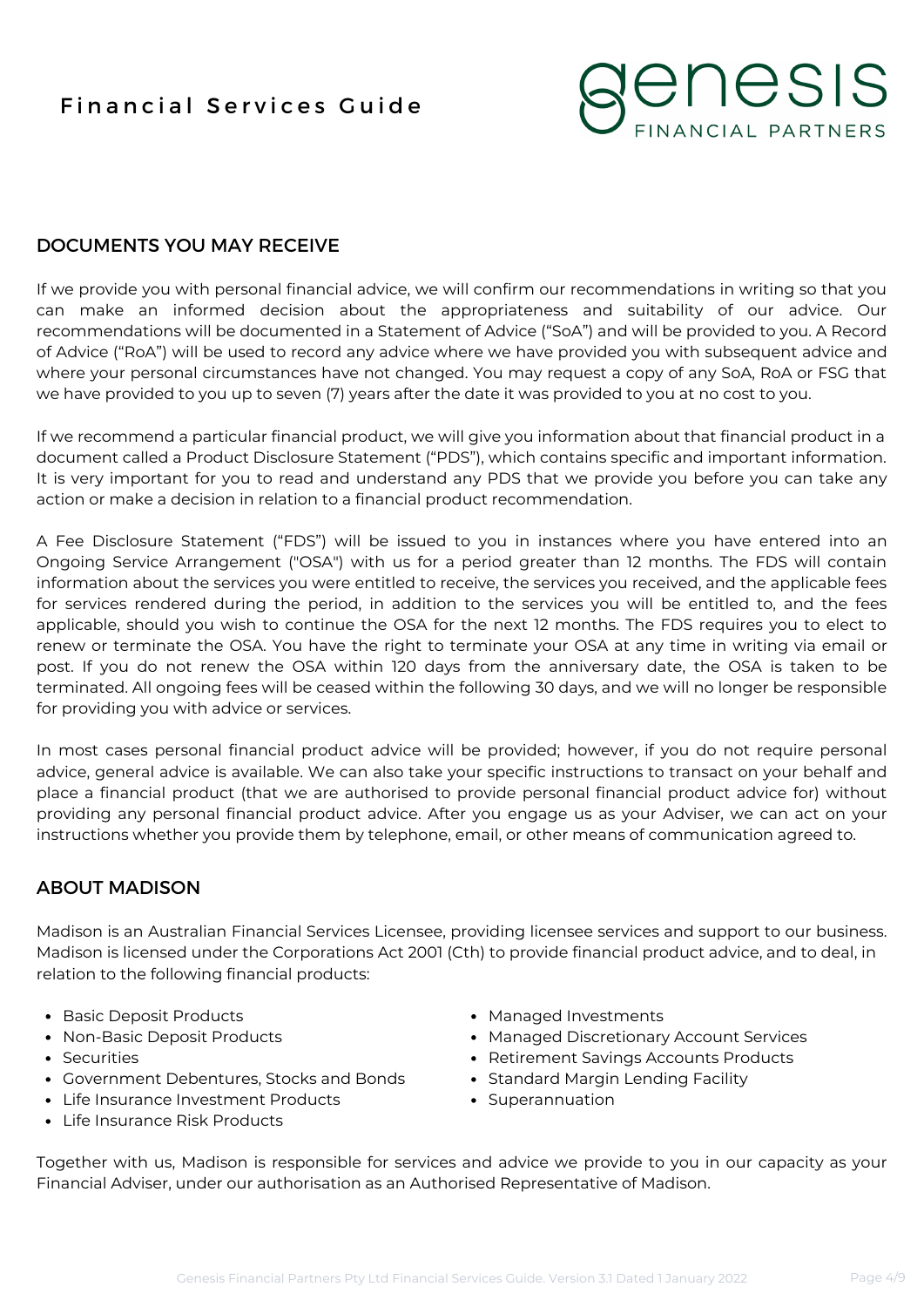## DOCUMENTS YOU MAY RECEIVE

If we provide you with personal financial advice, we will confirm our recommendations in writing so that you can make an informed decision about the appropriateness and suitability of our advice. Our recommendations will be documented in a Statement of Advice ("SoA") and will be provided to you. A Record of Advice ("RoA") will be used to record any advice where we have provided you with subsequent advice and where your personal circumstances have not changed. You may request a copy of any SoA, RoA or FSG that we have provided to you up to seven (7) years after the date it was provided to you at no cost to you.

If we recommend a particular financial product, we will give you information about that financial product in a document called a Product Disclosure Statement ("PDS"), which contains specific and important information. It is very important for you to read and understand any PDS that we provide you before you can take any action or make a decision in relation to a financial product recommendation.

A Fee Disclosure Statement ("FDS") will be issued to you in instances where you have entered into an Ongoing Service Arrangement ("OSA") with us for a period greater than 12 months. The FDS will contain information about the services you were entitled to receive, the services you received, and the applicable fees for services rendered during the period, in addition to the services you will be entitled to, and the fees applicable, should you wish to continue the OSA for the next 12 months. The FDS requires you to elect to renew or terminate the OSA. You have the right to terminate your OSA at any time in writing via email or post. If you do not renew the OSA within 120 days from the anniversary date, the OSA is taken to be terminated. All ongoing fees will be ceased within the following 30 days, and we will no longer be responsible for providing you with advice or services.

In most cases personal financial product advice will be provided; however, if you do not require personal advice, general advice is available. We can also take your specific instructions to transact on your behalf and place a financial product (that we are authorised to provide personal financial product advice for) without providing any personal financial product advice. After you engage us as your Adviser, we can act on your instructions whether you provide them by telephone, email, or other means of communication agreed to.

## ABOUT MADISON

Madison is an Australian Financial Services Licensee, providing licensee services and support to our business. Madison is licensed under the Corporations Act 2001 (Cth) to provide financial product advice, and to deal, in relation to the following financial products:

- Basic Deposit Products
- Non-Basic Deposit Products
- Securities
- Government Debentures, Stocks and Bonds
- Life Insurance Investment Products
- Life Insurance Risk Products
- Managed Investments
- Managed Discretionary Account Services
- Retirement Savings Accounts Products
- Standard Margin Lending Facility
- Superannuation

Together with us, Madison is responsible for services and advice we provide to you in our capacity as your Financial Adviser, under our authorisation as an Authorised Representative of Madison.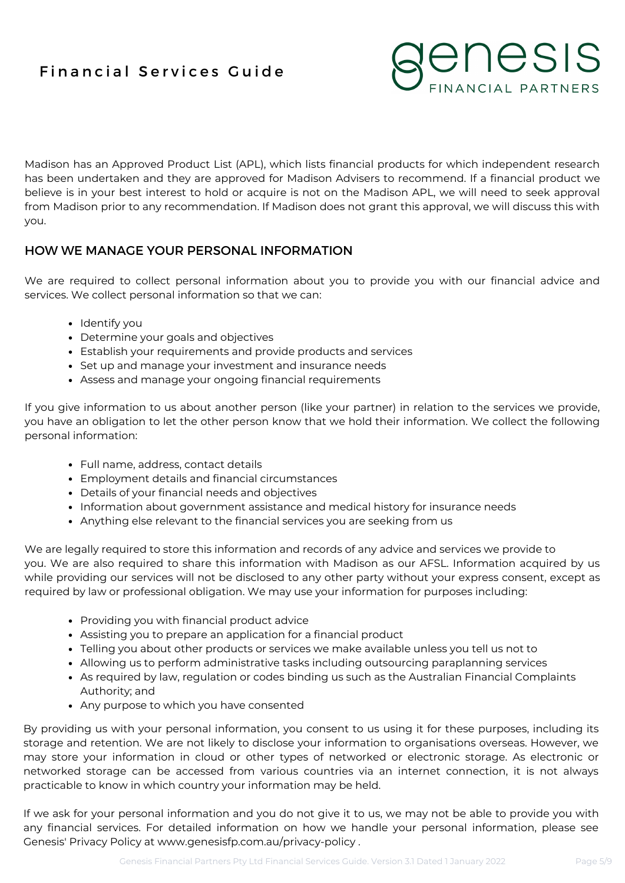Madison has an Approved Product List (APL), which lists financial products for which independent research has been undertaken and they are approved for Madison Advisers to recommend. If a financial product we believe is in your best interest to hold or acquire is not on the Madison APL, we will need to seek approval from Madison prior to any recommendation. If Madison does not grant this approval, we will discuss this with you.

## HOW WE MANAGE YOUR PERSONAL INFORMATION

We are required to collect personal information about you to provide you with our financial advice and services. We collect personal information so that we can:

- Identify you
- Determine your goals and objectives
- Establish your requirements and provide products and services
- Set up and manage your investment and insurance needs
- Assess and manage your ongoing financial requirements

If you give information to us about another person (like your partner) in relation to the services we provide, you have an obligation to let the other person know that we hold their information. We collect the following personal information:

- Full name, address, contact details
- Employment details and financial circumstances
- Details of your financial needs and objectives
- Information about government assistance and medical history for insurance needs
- Anything else relevant to the financial services you are seeking from us

We are legally required to store this information and records of any advice and services we provide to you. We are also required to share this information with Madison as our AFSL. Information acquired by us while providing our services will not be disclosed to any other party without your express consent, except as required by law or professional obligation. We may use your information for purposes including:

- Providing you with financial product advice
- Assisting you to prepare an application for a financial product
- Telling you about other products or services we make available unless you tell us not to
- Allowing us to perform administrative tasks including outsourcing paraplanning services
- As required by law, regulation or codes binding us such as the Australian Financial Complaints Authority; and
- Any purpose to which you have consented

By providing us with your personal information, you consent to us using it for these purposes, including its storage and retention. We are not likely to disclose your information to organisations overseas. However, we may store your information in cloud or other types of networked or electronic storage. As electronic or networked storage can be accessed from various countries via an internet connection, it is not always practicable to know in which country your information may be held.

If we ask for your personal information and you do not give it to us, we may not be able to provide you with any financial services. For detailed information on how we handle your personal information, please see Genesis' Privacy Policy at www.genesisfp.com.au/privacy-policy .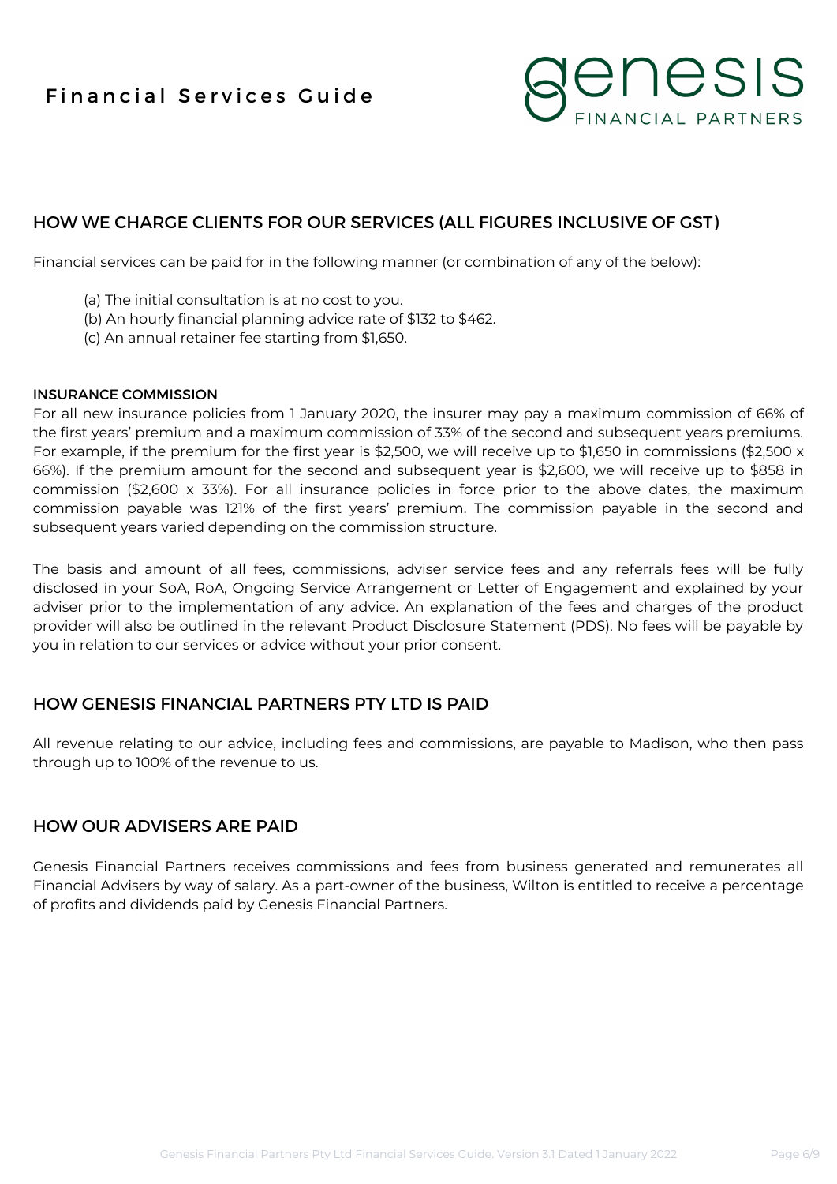## HOW WE CHARGE CLIENTS FOR OUR SERVICES (ALL FIGURES INCLUSIVE OF GST)

Financial services can be paid for in the following manner (or combination of any of the below):

(a) The initial consultation is at no cost to you.
(b) An hourly financial planning advice rate of $132 to $462.
(c) An annual retainer fee starting from $1,650.

### INSURANCE COMMISSION

For all new insurance policies from 1 January 2020, the insurer may pay a maximum commission of 66% of the first years' premium and a maximum commission of 33% of the second and subsequent years premiums. For example, if the premium for the first year is $2,500, we will receive up to $1,650 in commissions ($2,500 x 66%). If the premium amount for the second and subsequent year is $2,600, we will receive up to $858 in commission ($2,600 x 33%). For all insurance policies in force prior to the above dates, the maximum commission payable was 121% of the first years' premium. The commission payable in the second and subsequent years varied depending on the commission structure.

The basis and amount of all fees, commissions, adviser service fees and any referrals fees will be fully disclosed in your SoA, RoA, Ongoing Service Arrangement or Letter of Engagement and explained by your adviser prior to the implementation of any advice. An explanation of the fees and charges of the product provider will also be outlined in the relevant Product Disclosure Statement (PDS). No fees will be payable by you in relation to our services or advice without your prior consent.

## HOW GENESIS FINANCIAL PARTNERS PTY LTD IS PAID

All revenue relating to our advice, including fees and commissions, are payable to Madison, who then pass through up to 100% of the revenue to us.

## HOW OUR ADVISERS ARE PAID

Genesis Financial Partners receives commissions and fees from business generated and remunerates all Financial Advisers by way of salary. As a part-owner of the business, Wilton is entitled to receive a percentage of profits and dividends paid by Genesis Financial Partners.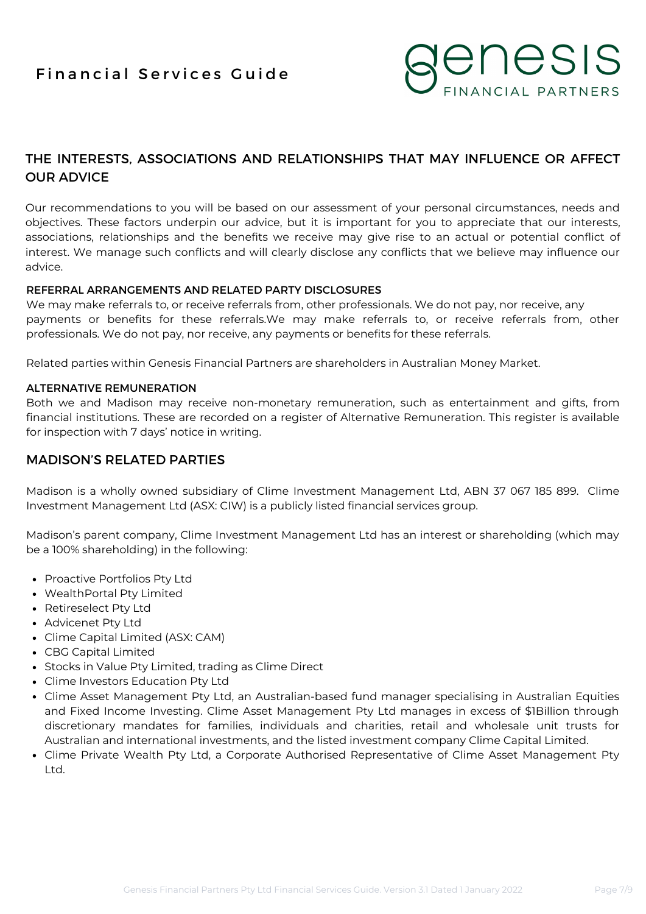## THE INTERESTS, ASSOCIATIONS AND RELATIONSHIPS THAT MAY INFLUENCE OR AFFECT OUR ADVICE

Our recommendations to you will be based on our assessment of your personal circumstances, needs and objectives. These factors underpin our advice, but it is important for you to appreciate that our interests, associations, relationships and the benefits we receive may give rise to an actual or potential conflict of interest. We manage such conflicts and will clearly disclose any conflicts that we believe may influence our advice.

### REFERRAL ARRANGEMENTS AND RELATED PARTY DISCLOSURES

We may make referrals to, or receive referrals from, other professionals. We do not pay, nor receive, any payments or benefits for these referrals.We may make referrals to, or receive referrals from, other professionals. We do not pay, nor receive, any payments or benefits for these referrals.

Related parties within Genesis Financial Partners are shareholders in Australian Money Market.

### ALTERNATIVE REMUNERATION

Both we and Madison may receive non-monetary remuneration, such as entertainment and gifts, from financial institutions. These are recorded on a register of Alternative Remuneration. This register is available for inspection with 7 days' notice in writing.

## MADISON'S RELATED PARTIES

Madison is a wholly owned subsidiary of Clime Investment Management Ltd, ABN 37 067 185 899. Clime Investment Management Ltd (ASX: CIW) is a publicly listed financial services group.

Madison's parent company, Clime Investment Management Ltd has an interest or shareholding (which may be a 100% shareholding) in the following:

- Proactive Portfolios Pty Ltd
- WealthPortal Pty Limited
- Retireselect Pty Ltd
- Advicenet Pty Ltd
- Clime Capital Limited (ASX: CAM)
- CBG Capital Limited
- Stocks in Value Pty Limited, trading as Clime Direct
- Clime Investors Education Pty Ltd
- Clime Asset Management Pty Ltd, an Australian-based fund manager specialising in Australian Equities and Fixed Income Investing. Clime Asset Management Pty Ltd manages in excess of $1Billion through discretionary mandates for families, individuals and charities, retail and wholesale unit trusts for Australian and international investments, and the listed investment company Clime Capital Limited.
- Clime Private Wealth Pty Ltd, a Corporate Authorised Representative of Clime Asset Management Pty Ltd.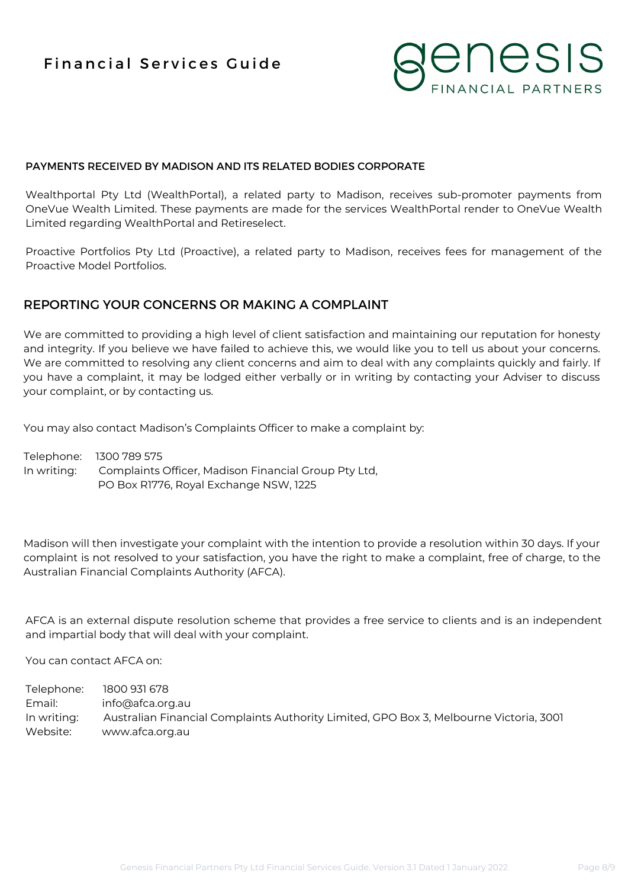#### PAYMENTS RECEIVED BY MADISON AND ITS RELATED BODIES CORPORATE

Wealthportal Pty Ltd (WealthPortal), a related party to Madison, receives sub-promoter payments from OneVue Wealth Limited. These payments are made for the services WealthPortal render to OneVue Wealth Limited regarding WealthPortal and Retireselect.

Proactive Portfolios Pty Ltd (Proactive), a related party to Madison, receives fees for management of the Proactive Model Portfolios.

## REPORTING YOUR CONCERNS OR MAKING A COMPLAINT

We are committed to providing a high level of client satisfaction and maintaining our reputation for honesty and integrity. If you believe we have failed to achieve this, we would like you to tell us about your concerns. We are committed to resolving any client concerns and aim to deal with any complaints quickly and fairly. If you have a complaint, it may be lodged either verbally or in writing by contacting your Adviser to discuss your complaint, or by contacting us.

You may also contact Madison's Complaints Officer to make a complaint by:

Telephone: 1300 789 575
In writing: Complaints Officer, Madison Financial Group Pty Ltd,
PO Box R1776, Royal Exchange NSW, 1225

Madison will then investigate your complaint with the intention to provide a resolution within 30 days. If your complaint is not resolved to your satisfaction, you have the right to make a complaint, free of charge, to the Australian Financial Complaints Authority (AFCA).

AFCA is an external dispute resolution scheme that provides a free service to clients and is an independent and impartial body that will deal with your complaint.

You can contact AFCA on:

Telephone: 1800 931 678
Email: info@afca.org.au
In writing: Australian Financial Complaints Authority Limited, GPO Box 3, Melbourne Victoria, 3001
Website: www.afca.org.au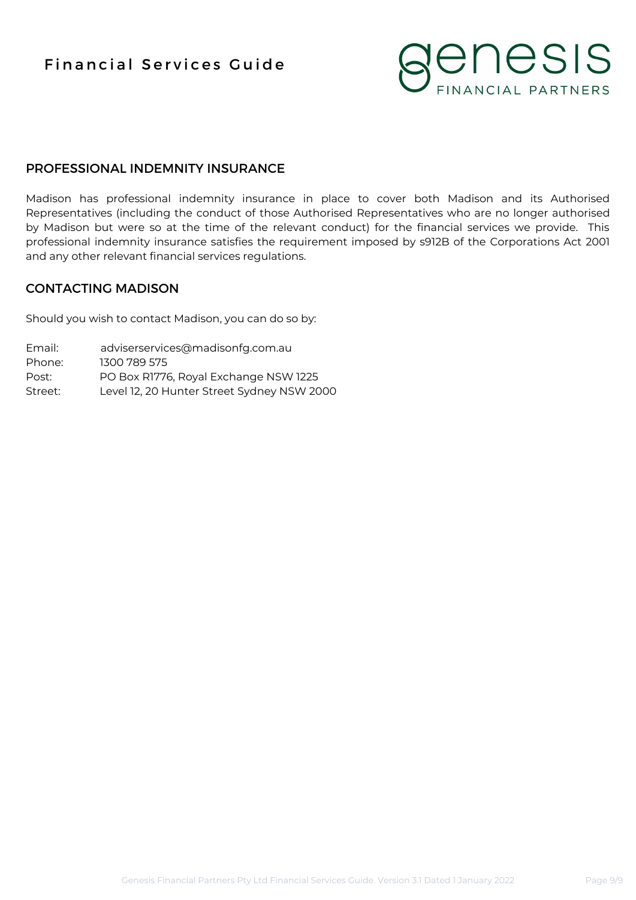## PROFESSIONAL INDEMNITY INSURANCE

Madison has professional indemnity insurance in place to cover both Madison and its Authorised Representatives (including the conduct of those Authorised Representatives who are no longer authorised by Madison but were so at the time of the relevant conduct) for the financial services we provide. This professional indemnity insurance satisfies the requirement imposed by s912B of the Corporations Act 2001 and any other relevant financial services regulations.

## CONTACTING MADISON

Should you wish to contact Madison, you can do so by:

| | |
|---|---|
| Email: | adviserservices@madisonfg.com.au |
| Phone: | 1300 789 575 |
| Post: | PO Box R1776, Royal Exchange NSW 1225 |
| Street: | Level 12, 20 Hunter Street Sydney NSW 2000 |